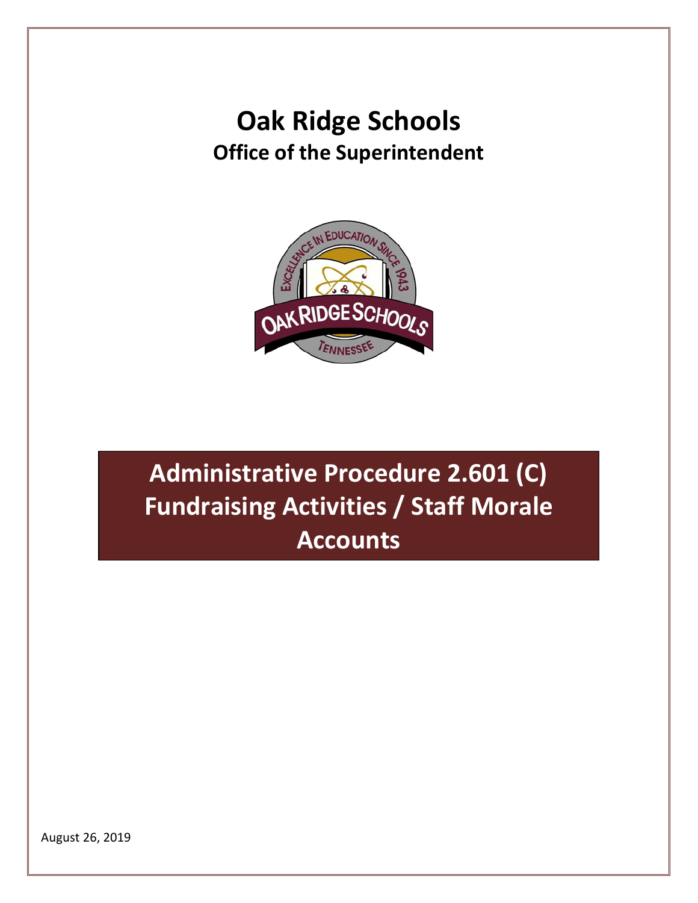# Oak Ridge Schools

## Office of the Superintendent

## Administrative Procedure 2.601 (C) Fundraising Activities / Staff Morale Accounts

August 26, 2019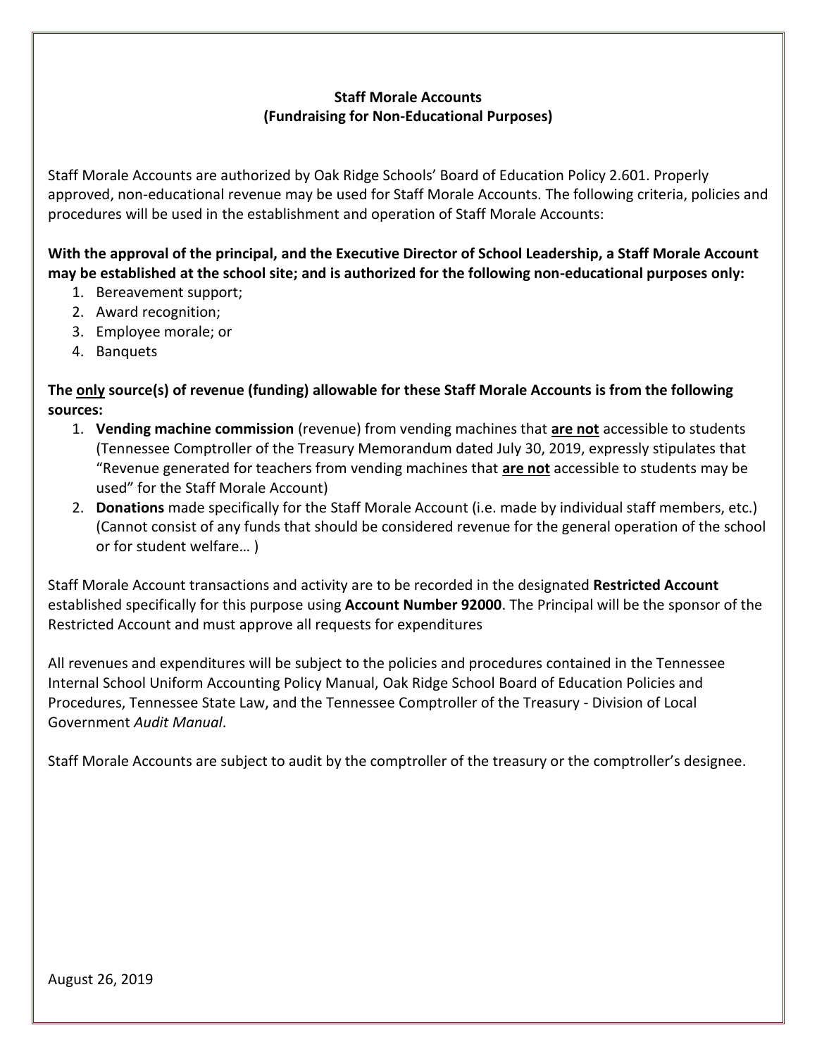**Staff Morale Accounts**
**(Fundraising for Non-Educational Purposes)**

Staff Morale Accounts are authorized by Oak Ridge Schools' Board of Education Policy 2.601. Properly approved, non-educational revenue may be used for Staff Morale Accounts. The following criteria, policies and procedures will be used in the establishment and operation of Staff Morale Accounts:

**With the approval of the principal, and the Executive Director of School Leadership, a Staff Morale Account may be established at the school site; and is authorized for the following non-educational purposes only:**

1. Bereavement support;
2. Award recognition;
3. Employee morale; or
4. Banquets

**The <u>only</u> source(s) of revenue (funding) allowable for these Staff Morale Accounts is from the following sources:**

1. **Vending machine commission** (revenue) from vending machines that <u>**are not**</u> accessible to students (Tennessee Comptroller of the Treasury Memorandum dated July 30, 2019, expressly stipulates that "Revenue generated for teachers from vending machines that <u>**are not**</u> accessible to students may be used" for the Staff Morale Account)
2. **Donations** made specifically for the Staff Morale Account (i.e. made by individual staff members, etc.) (Cannot consist of any funds that should be considered revenue for the general operation of the school or for student welfare… )

Staff Morale Account transactions and activity are to be recorded in the designated **Restricted Account** established specifically for this purpose using **Account Number 92000**. The Principal will be the sponsor of the Restricted Account and must approve all requests for expenditures

All revenues and expenditures will be subject to the policies and procedures contained in the Tennessee Internal School Uniform Accounting Policy Manual, Oak Ridge School Board of Education Policies and Procedures, Tennessee State Law, and the Tennessee Comptroller of the Treasury - Division of Local Government *Audit Manual*.

Staff Morale Accounts are subject to audit by the comptroller of the treasury or the comptroller's designee.

August 26, 2019